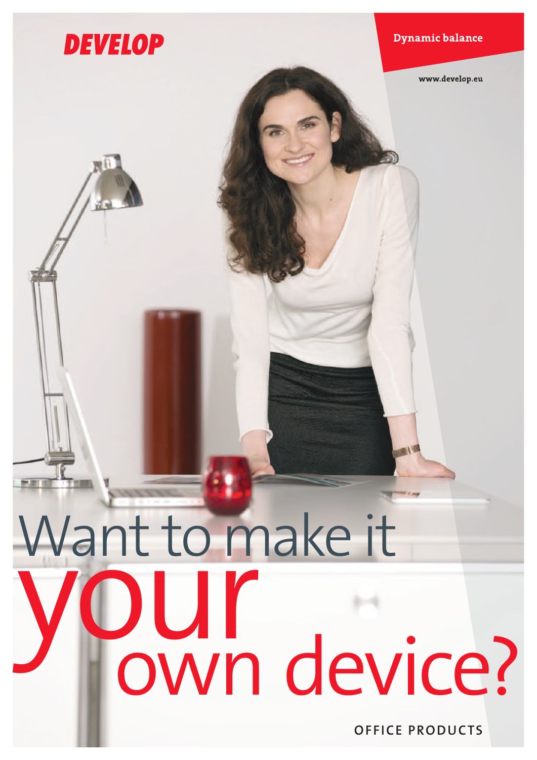DEVELOP

Dynamic balance

www.develop.eu

# Want to make it your own device?

OFFICE PRODUCTS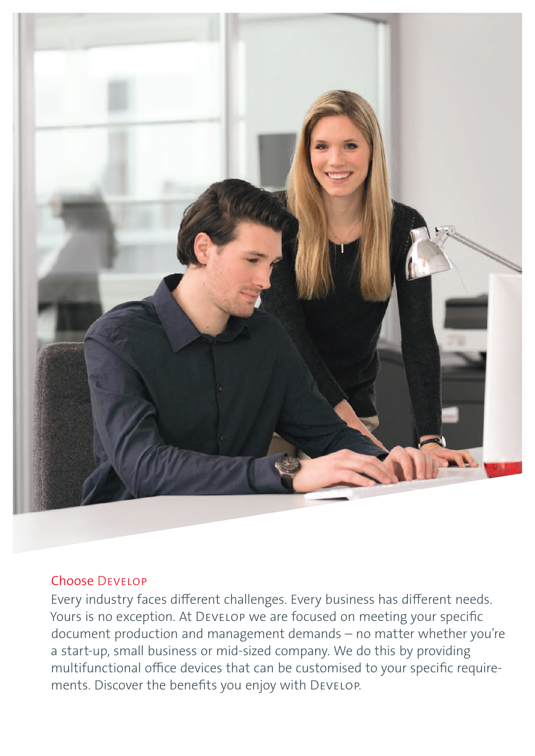## Choose Develop

Every industry faces different challenges. Every business has different needs. Yours is no exception. At Develop we are focused on meeting your specific document production and management demands – no matter whether you're a start-up, small business or mid-sized company. We do this by providing multifunctional office devices that can be customised to your specific requirements. Discover the benefits you enjoy with Develop.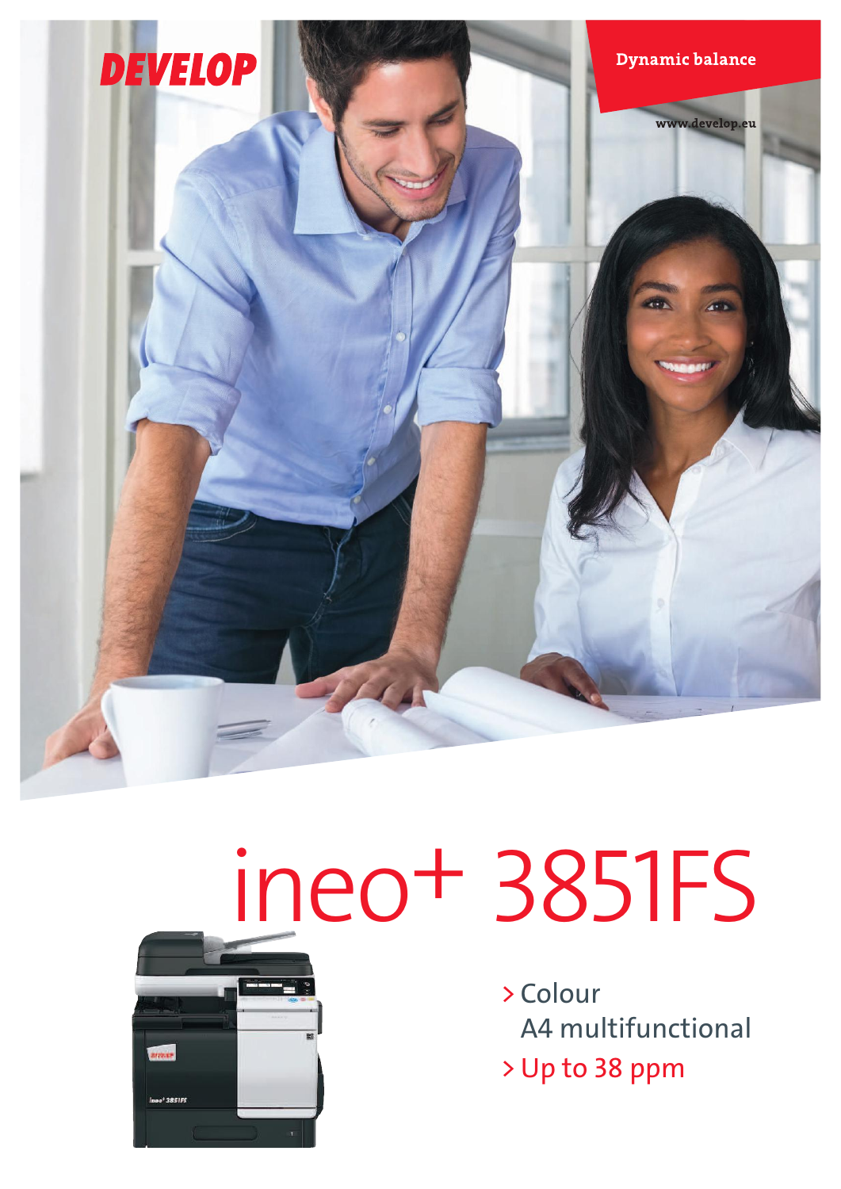DEVELOP

Dynamic balance

www.develop.eu

# ineo+ 3851FS

> Colour A4 multifunctional

> Up to 38 ppm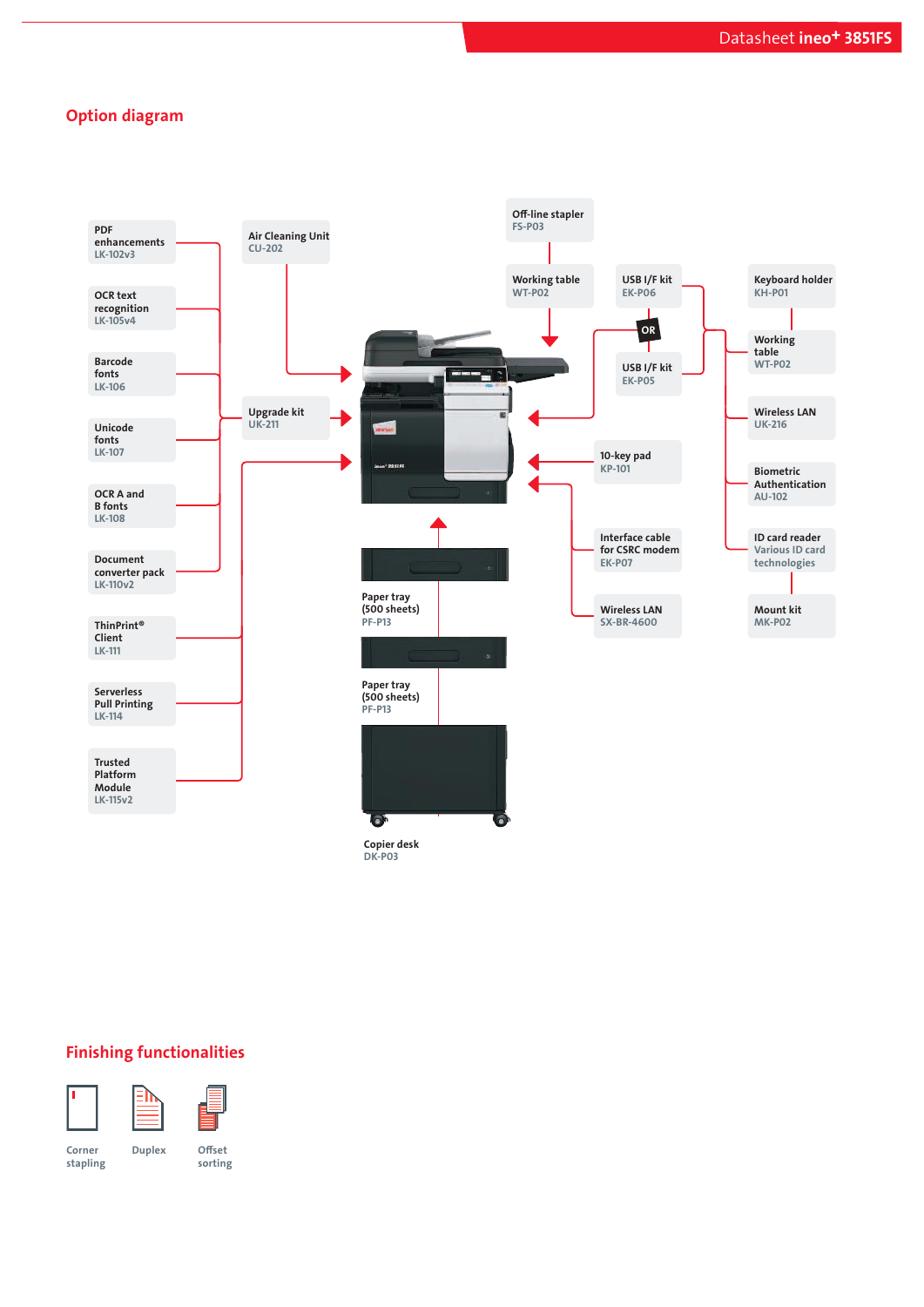## Option diagram

PDF enhancements
LK-102v3

OCR text recognition
LK-105v4

Barcode fonts
LK-106

Unicode fonts
LK-107

OCR A and B fonts
LK-108

Document converter pack
LK-110v2

ThinPrint® Client
LK-111

Serverless Pull Printing
LK-114

Trusted Platform Module
LK-115v2

Air Cleaning Unit
CU-202

Upgrade kit
UK-211

Off-line stapler
FS-P03

Working table
WT-P02

USB I/F kit
EK-P06

OR

USB I/F kit
EK-P05

10-key pad
KP-101

Interface cable for CSRC modem
EK-P07

Wireless LAN
SX-BR-4600

Keyboard holder
KH-P01

Working table
WT-P02

Wireless LAN
UK-216

Biometric Authentication
AU-102

ID card reader
Various ID card technologies

Mount kit
MK-P02

Paper tray (500 sheets)
PF-P13

Paper tray (500 sheets)
PF-P13

Copier desk
DK-P03

## Finishing functionalities

Corner stapling

Duplex

Offset sorting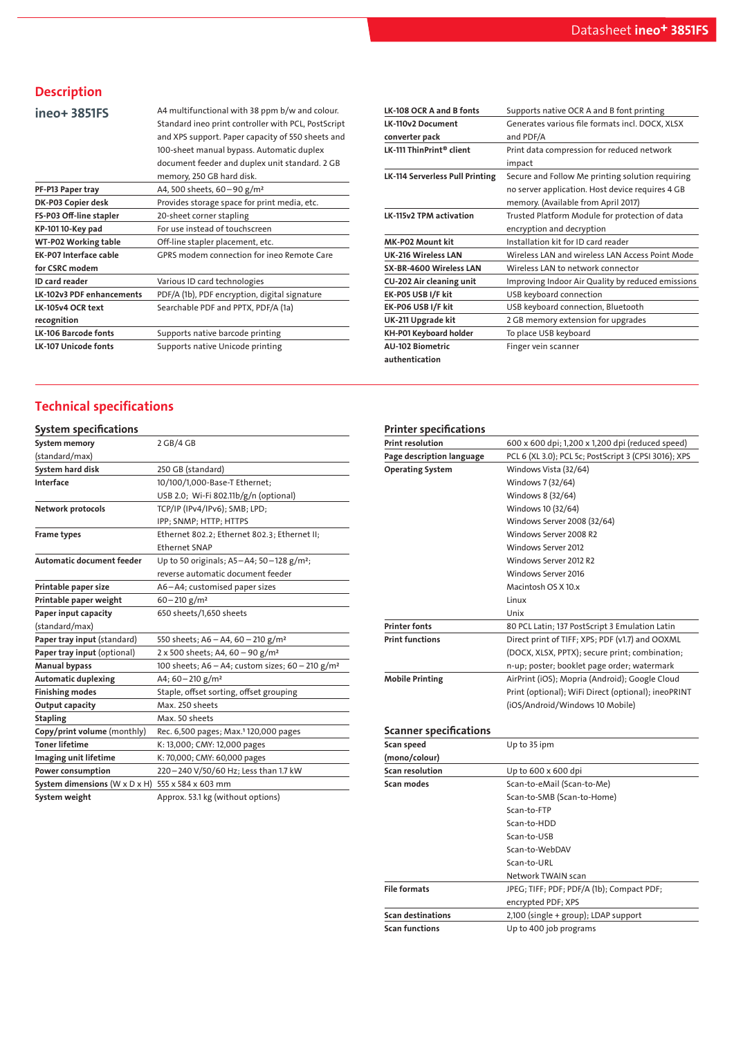## Description

| ineo+ 3851FS | A4 multifunctional with 38 ppm b/w and colour. Standard ineo print controller with PCL, PostScript and XPS support. Paper capacity of 550 sheets and 100-sheet manual bypass. Automatic duplex document feeder and duplex unit standard. 2 GB memory, 250 GB hard disk. |
|---|---|
| **PF-P13 Paper tray** | A4, 500 sheets, 60 – 90 g/m² |
| **DK-P03 Copier desk** | Provides storage space for print media, etc. |
| **FS-P03 Off-line stapler** | 20-sheet corner stapling |
| **KP-101 10-Key pad** | For use instead of touchscreen |
| **WT-P02 Working table** | Off-line stapler placement, etc. |
| **EK-P07 Interface cable for CSRC modem** | GPRS modem connection for ineo Remote Care |
| **ID card reader** | Various ID card technologies |
| **LK-102v3 PDF enhancements** | PDF/A (1b), PDF encryption, digital signature |
| **LK-105v4 OCR text recognition** | Searchable PDF and PPTX, PDF/A (1a) |
| **LK-106 Barcode fonts** | Supports native barcode printing |
| **LK-107 Unicode fonts** | Supports native Unicode printing |
| **LK-108 OCR A and B fonts** | Supports native OCR A and B font printing |
| **LK-110v2 Document converter pack** | Generates various file formats incl. DOCX, XLSX and PDF/A |
| **LK-111 ThinPrint® client** | Print data compression for reduced network impact |
| **LK-114 Serverless Pull Printing** | Secure and Follow Me printing solution requiring no server application. Host device requires 4 GB memory. (Available from April 2017) |
| **LK-115v2 TPM activation** | Trusted Platform Module for protection of data encryption and decryption |
| **MK-P02 Mount kit** | Installation kit for ID card reader |
| **UK-216 Wireless LAN** | Wireless LAN and wireless LAN Access Point Mode |
| **SX-BR-4600 Wireless LAN** | Wireless LAN to network connector |
| **CU-202 Air cleaning unit** | Improving Indoor Air Quality by reduced emissions |
| **EK-P05 USB I/F kit** | USB keyboard connection |
| **EK-P06 USB I/F kit** | USB keyboard connection, Bluetooth |
| **UK-211 Upgrade kit** | 2 GB memory extension for upgrades |
| **KH-P01 Keyboard holder** | To place USB keyboard |
| **AU-102 Biometric authentication** | Finger vein scanner |

## Technical specifications

### System specifications

| | |
|---|---|
| **System memory** (standard/max) | 2 GB/4 GB |
| **System hard disk** | 250 GB (standard) |
| **Interface** | 10/100/1,000-Base-T Ethernet; USB 2.0; Wi-Fi 802.11b/g/n (optional) |
| **Network protocols** | TCP/IP (IPv4/IPv6); SMB; LPD; IPP; SNMP; HTTP; HTTPS |
| **Frame types** | Ethernet 802.2; Ethernet 802.3; Ethernet II; Ethernet SNAP |
| **Automatic document feeder** | Up to 50 originals; A5 – A4; 50 – 128 g/m²; reverse automatic document feeder |
| **Printable paper size** | A6 – A4; customised paper sizes |
| **Printable paper weight** | 60 – 210 g/m² |
| **Paper input capacity** (standard/max) | 650 sheets/1,650 sheets |
| **Paper tray input** (standard) | 550 sheets; A6 – A4, 60 – 210 g/m² |
| **Paper tray input** (optional) | 2 x 500 sheets; A4, 60 – 90 g/m² |
| **Manual bypass** | 100 sheets; A6 – A4; custom sizes; 60 – 210 g/m² |
| **Automatic duplexing** | A4; 60 – 210 g/m² |
| **Finishing modes** | Staple, offset sorting, offset grouping |
| **Output capacity** | Max. 250 sheets |
| **Stapling** | Max. 50 sheets |
| **Copy/print volume** (monthly) | Rec. 6,500 pages; Max.[1] 120,000 pages |
| **Toner lifetime** | K: 13,000; CMY: 12,000 pages |
| **Imaging unit lifetime** | K: 70,000; CMY: 60,000 pages |
| **Power consumption** | 220 – 240 V/50/60 Hz; Less than 1.7 kW |
| **System dimensions** (W x D x H) | 555 x 584 x 603 mm |
| **System weight** | Approx. 53.1 kg (without options) |

### Printer specifications

| | |
|---|---|
| **Print resolution** | 600 x 600 dpi; 1,200 x 1,200 dpi (reduced speed) |
| **Page description language** | PCL 6 (XL 3.0); PCL 5c; PostScript 3 (CPSI 3016); XPS |
| **Operating System** | Windows Vista (32/64)<br>Windows 7 (32/64)<br>Windows 8 (32/64)<br>Windows 10 (32/64)<br>Windows Server 2008 (32/64)<br>Windows Server 2008 R2<br>Windows Server 2012<br>Windows Server 2012 R2<br>Windows Server 2016<br>Macintosh OS X 10.x<br>Linux<br>Unix |
| **Printer fonts** | 80 PCL Latin; 137 PostScript 3 Emulation Latin |
| **Print functions** | Direct print of TIFF; XPS; PDF (v1.7) and OOXML (DOCX, XLSX, PPTX); secure print; combination; n-up; poster; booklet page order; watermark |
| **Mobile Printing** | AirPrint (iOS); Mopria (Android); Google Cloud Print (optional); WiFi Direct (optional); ineoPRINT (iOS/Android/Windows 10 Mobile) |

### Scanner specifications

| | |
|---|---|
| **Scan speed** (mono/colour) | Up to 35 ipm |
| **Scan resolution** | Up to 600 x 600 dpi |
| **Scan modes** | Scan-to-eMail (Scan-to-Me)<br>Scan-to-SMB (Scan-to-Home)<br>Scan-to-FTP<br>Scan-to-HDD<br>Scan-to-USB<br>Scan-to-WebDAV<br>Scan-to-URL<br>Network TWAIN scan |
| **File formats** | JPEG; TIFF; PDF; PDF/A (1b); Compact PDF; encrypted PDF; XPS |
| **Scan destinations** | 2,100 (single + group); LDAP support |
| **Scan functions** | Up to 400 job programs |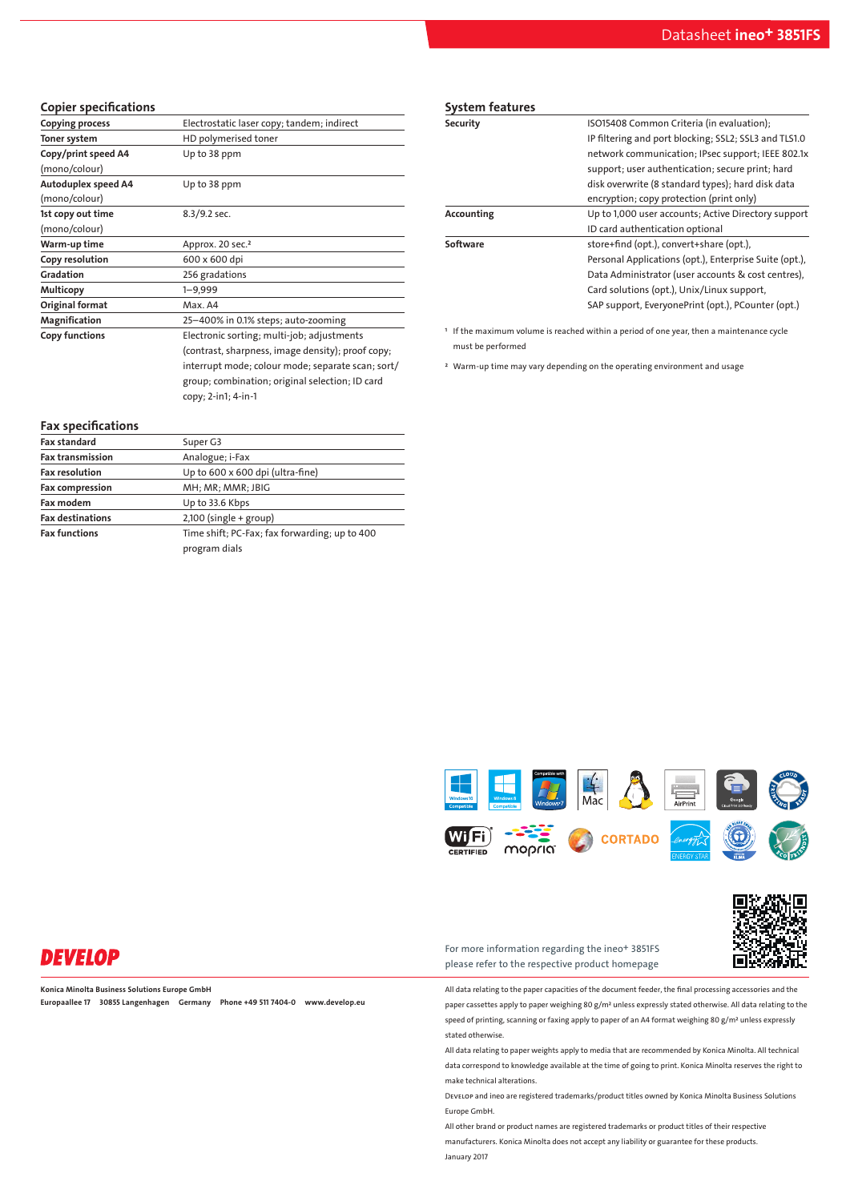## Copier specifications

| | |
|---|---|
| **Copying process** | Electrostatic laser copy; tandem; indirect |
| **Toner system** | HD polymerised toner |
| **Copy/print speed A4** (mono/colour) | Up to 38 ppm |
| **Autoduplex speed A4** (mono/colour) | Up to 38 ppm |
| **1st copy out time** (mono/colour) | 8.3/9.2 sec. |
| **Warm-up time** | Approx. 20 sec.[2] |
| **Copy resolution** | 600 x 600 dpi |
| **Gradation** | 256 gradations |
| **Multicopy** | 1–9,999 |
| **Original format** | Max. A4 |
| **Magnification** | 25–400% in 0.1% steps; auto-zooming |
| **Copy functions** | Electronic sorting; multi-job; adjustments (contrast, sharpness, image density); proof copy; interrupt mode; colour mode; separate scan; sort/group; combination; original selection; ID card copy; 2-in1; 4-in-1 |

## Fax specifications

| | |
|---|---|
| **Fax standard** | Super G3 |
| **Fax transmission** | Analogue; i-Fax |
| **Fax resolution** | Up to 600 x 600 dpi (ultra-fine) |
| **Fax compression** | MH; MR; MMR; JBIG |
| **Fax modem** | Up to 33.6 Kbps |
| **Fax destinations** | 2,100 (single + group) |
| **Fax functions** | Time shift; PC-Fax; fax forwarding; up to 400 program dials |

## System features

| | |
|---|---|
| **Security** | ISO15408 Common Criteria (in evaluation); IP filtering and port blocking; SSL2; SSL3 and TLS1.0 network communication; IPsec support; IEEE 802.1x support; user authentication; secure print; hard disk overwrite (8 standard types); hard disk data encryption; copy protection (print only) |
| **Accounting** | Up to 1,000 user accounts; Active Directory support ID card authentication optional |
| **Software** | store+find (opt.), convert+share (opt.), Personal Applications (opt.), Enterprise Suite (opt.), Data Administrator (user accounts & cost centres), Card solutions (opt.), Unix/Linux support, SAP support, EveryonePrint (opt.), PCounter (opt.) |

[1] If the maximum volume is reached within a period of one year, then a maintenance cycle must be performed

[2] Warm-up time may vary depending on the operating environment and usage

For more information regarding the ineo+ 3851FS please refer to the respective product homepage

**DEVELOP**

**Konica Minolta Business Solutions Europe GmbH**
**Europaallee 17 30855 Langenhagen Germany Phone +49 511 7404-0 www.develop.eu**

All data relating to the paper capacities of the document feeder, the final processing accessories and the paper cassettes apply to paper weighing 80 g/m² unless expressly stated otherwise. All data relating to the speed of printing, scanning or faxing apply to paper of an A4 format weighing 80 g/m² unless expressly stated otherwise.

All data relating to paper weights apply to media that are recommended by Konica Minolta. All technical data correspond to knowledge available at the time of going to print. Konica Minolta reserves the right to make technical alterations.

Develop and ineo are registered trademarks/product titles owned by Konica Minolta Business Solutions Europe GmbH.

All other brand or product names are registered trademarks or product titles of their respective manufacturers. Konica Minolta does not accept any liability or guarantee for these products.

January 2017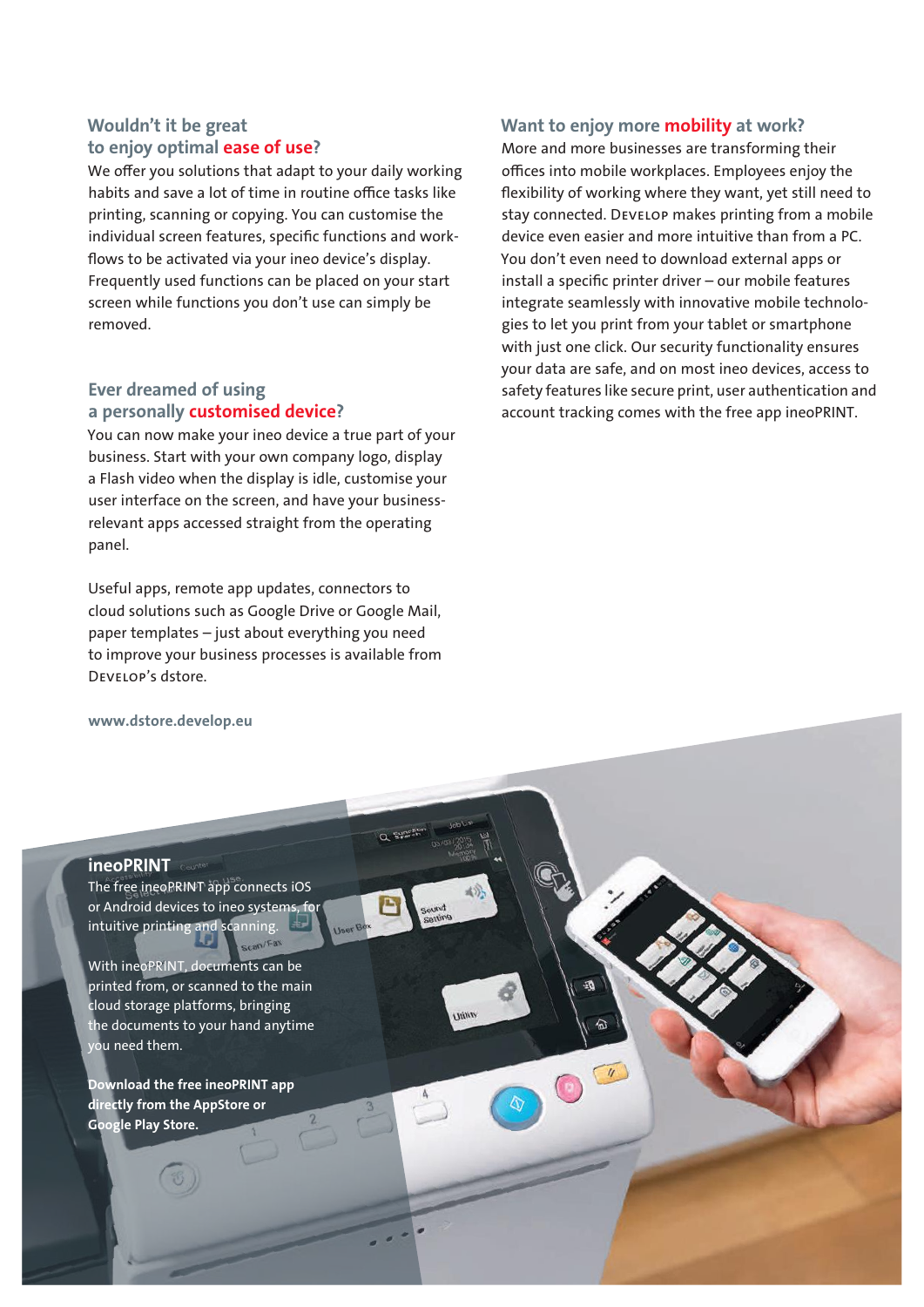## Wouldn't it be great to enjoy optimal ease of use?

We offer you solutions that adapt to your daily working habits and save a lot of time in routine office tasks like printing, scanning or copying. You can customise the individual screen features, specific functions and workflows to be activated via your ineo device's display. Frequently used functions can be placed on your start screen while functions you don't use can simply be removed.

## Ever dreamed of using a personally customised device?

You can now make your ineo device a true part of your business. Start with your own company logo, display a Flash video when the display is idle, customise your user interface on the screen, and have your business-relevant apps accessed straight from the operating panel.

Useful apps, remote app updates, connectors to cloud solutions such as Google Drive or Google Mail, paper templates – just about everything you need to improve your business processes is available from DEVELOP's dstore.

**www.dstore.develop.eu**

## Want to enjoy more mobility at work?

More and more businesses are transforming their offices into mobile workplaces. Employees enjoy the flexibility of working where they want, yet still need to stay connected. DEVELOP makes printing from a mobile device even easier and more intuitive than from a PC. You don't even need to download external apps or install a specific printer driver – our mobile features integrate seamlessly with innovative mobile technologies to let you print from your tablet or smartphone with just one click. Our security functionality ensures your data are safe, and on most ineo devices, access to safety features like secure print, user authentication and account tracking comes with the free app ineoPRINT.

### ineoPRINT

The free ineoPRINT app connects iOS or Android devices to ineo systems, for intuitive printing and scanning.

With ineoPRINT, documents can be printed from, or scanned to the main cloud storage platforms, bringing the documents to your hand anytime you need them.

**Download the free ineoPRINT app directly from the AppStore or Google Play Store.**